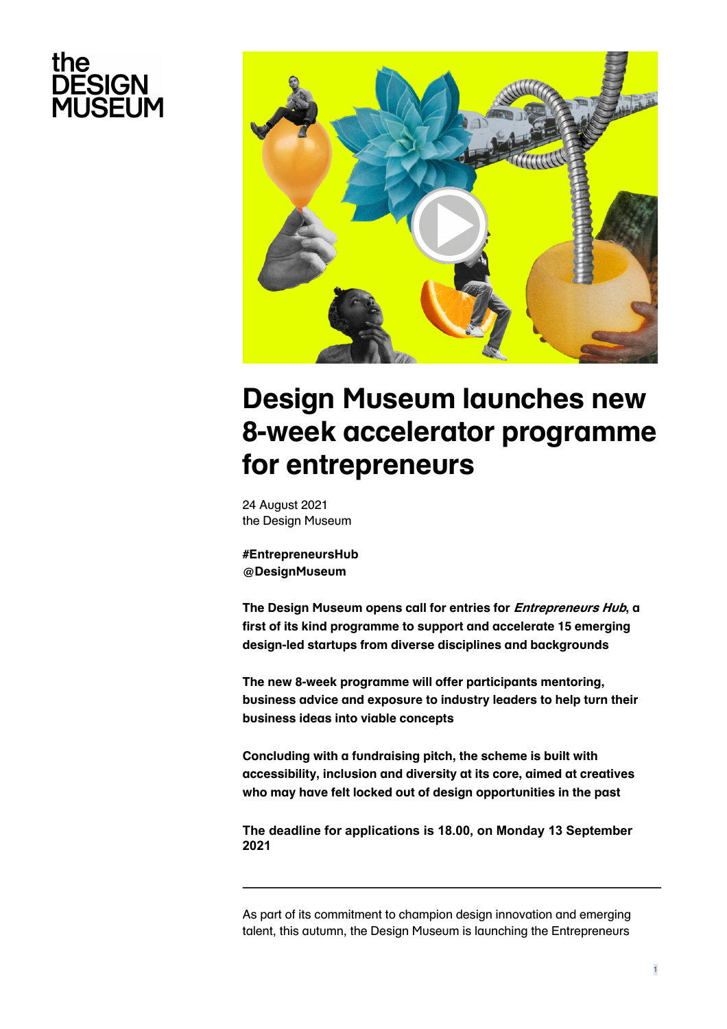the DESIGN MUSEUM

# Design Museum launches new 8-week accelerator programme for entrepreneurs

24 August 2021
the Design Museum

**#EntrepreneursHub**
**@DesignMuseum**

**The Design Museum opens call for entries for *Entrepreneurs Hub*, a first of its kind programme to support and accelerate 15 emerging design-led startups from diverse disciplines and backgrounds**

**The new 8-week programme will offer participants mentoring, business advice and exposure to industry leaders to help turn their business ideas into viable concepts**

**Concluding with a fundraising pitch, the scheme is built with accessibility, inclusion and diversity at its core, aimed at creatives who may have felt locked out of design opportunities in the past**

**The deadline for applications is 18.00, on Monday 13 September 2021**

---

As part of its commitment to champion design innovation and emerging talent, this autumn, the Design Museum is launching the Entrepreneurs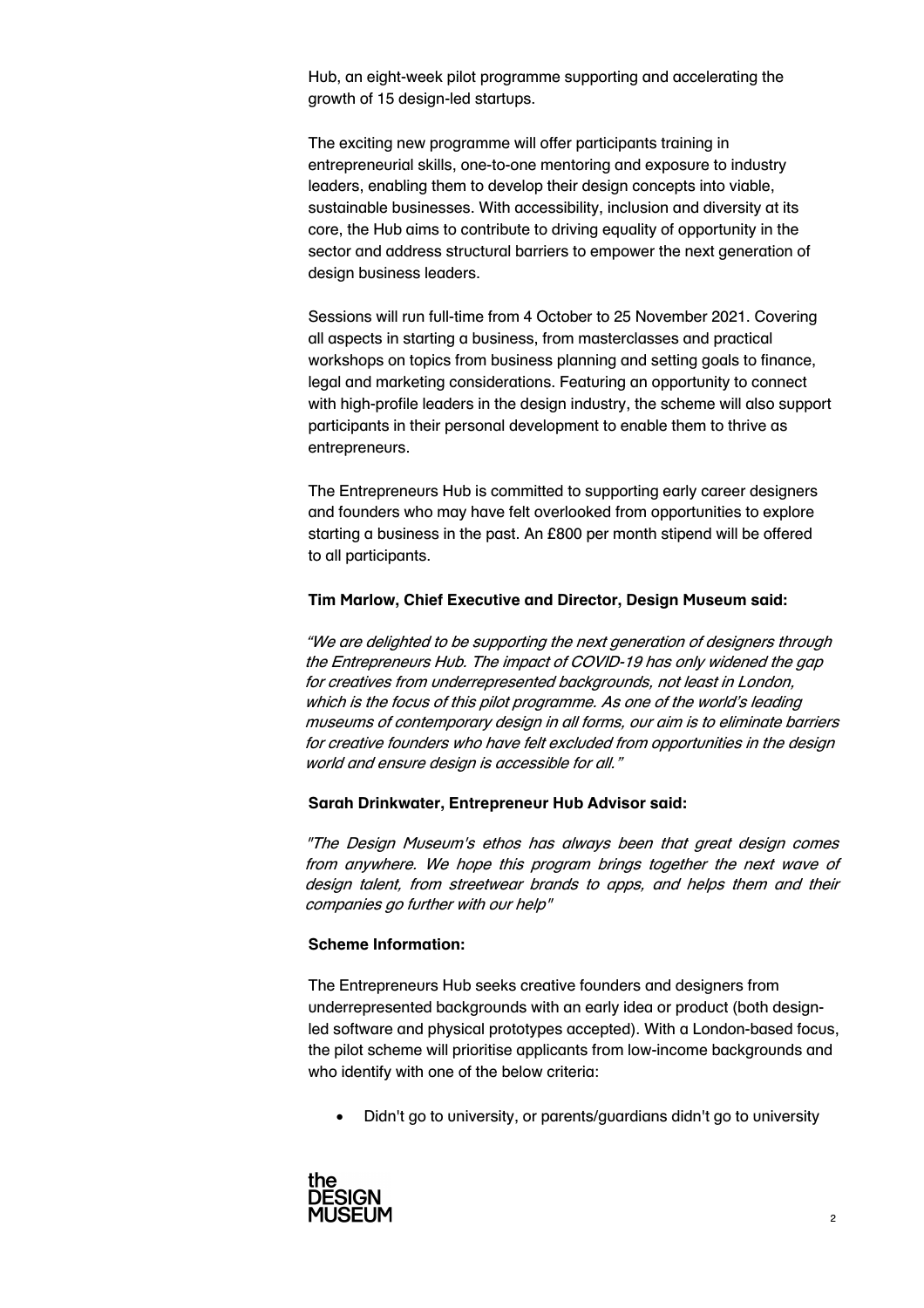Hub, an eight-week pilot programme supporting and accelerating the growth of 15 design-led startups.

The exciting new programme will offer participants training in entrepreneurial skills, one-to-one mentoring and exposure to industry leaders, enabling them to develop their design concepts into viable, sustainable businesses. With accessibility, inclusion and diversity at its core, the Hub aims to contribute to driving equality of opportunity in the sector and address structural barriers to empower the next generation of design business leaders.

Sessions will run full-time from 4 October to 25 November 2021. Covering all aspects in starting a business, from masterclasses and practical workshops on topics from business planning and setting goals to finance, legal and marketing considerations. Featuring an opportunity to connect with high-profile leaders in the design industry, the scheme will also support participants in their personal development to enable them to thrive as entrepreneurs.

The Entrepreneurs Hub is committed to supporting early career designers and founders who may have felt overlooked from opportunities to explore starting a business in the past. An £800 per month stipend will be offered to all participants.

**Tim Marlow, Chief Executive and Director, Design Museum said:**

*"We are delighted to be supporting the next generation of designers through the Entrepreneurs Hub. The impact of COVID-19 has only widened the gap for creatives from underrepresented backgrounds, not least in London, which is the focus of this pilot programme. As one of the world's leading museums of contemporary design in all forms, our aim is to eliminate barriers for creative founders who have felt excluded from opportunities in the design world and ensure design is accessible for all."*

**Sarah Drinkwater, Entrepreneur Hub Advisor said:**

*"The Design Museum's ethos has always been that great design comes from anywhere. We hope this program brings together the next wave of design talent, from streetwear brands to apps, and helps them and their companies go further with our help"*

**Scheme Information:**

The Entrepreneurs Hub seeks creative founders and designers from underrepresented backgrounds with an early idea or product (both design-led software and physical prototypes accepted). With a London-based focus, the pilot scheme will prioritise applicants from low-income backgrounds and who identify with one of the below criteria:

- Didn't go to university, or parents/guardians didn't go to university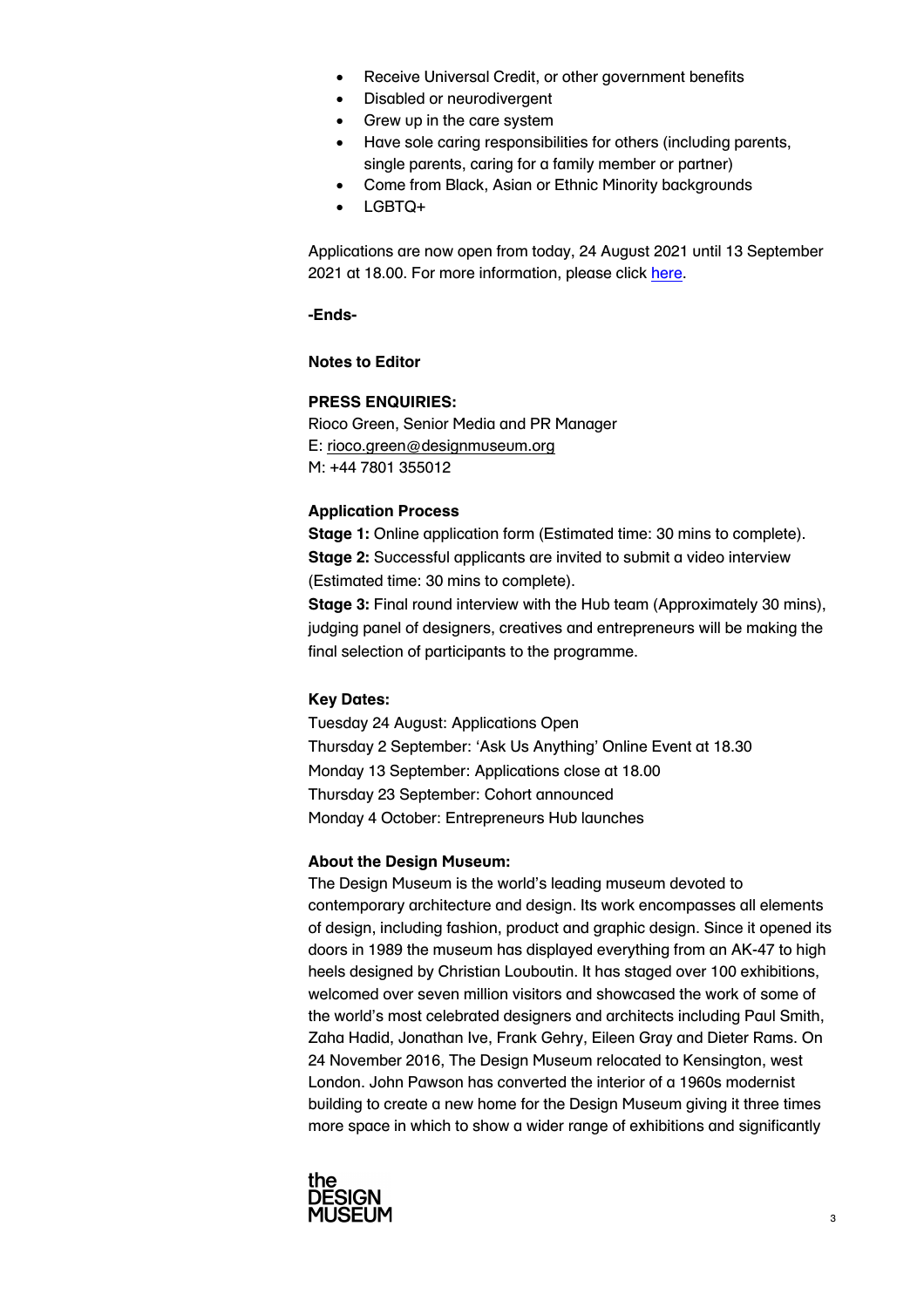- Receive Universal Credit, or other government benefits
- Disabled or neurodivergent
- Grew up in the care system
- Have sole caring responsibilities for others (including parents, single parents, caring for a family member or partner)
- Come from Black, Asian or Ethnic Minority backgrounds
- LGBTQ+

Applications are now open from today, 24 August 2021 until 13 September 2021 at 18.00. For more information, please click here.

**-Ends-**

**Notes to Editor**

**PRESS ENQUIRIES:**
Rioco Green, Senior Media and PR Manager
E: rioco.green@designmuseum.org
M: +44 7801 355012

**Application Process**
**Stage 1:** Online application form (Estimated time: 30 mins to complete).
**Stage 2:** Successful applicants are invited to submit a video interview (Estimated time: 30 mins to complete).
**Stage 3:** Final round interview with the Hub team (Approximately 30 mins), judging panel of designers, creatives and entrepreneurs will be making the final selection of participants to the programme.

**Key Dates:**
Tuesday 24 August: Applications Open
Thursday 2 September: 'Ask Us Anything' Online Event at 18.30
Monday 13 September: Applications close at 18.00
Thursday 23 September: Cohort announced
Monday 4 October: Entrepreneurs Hub launches

**About the Design Museum:**
The Design Museum is the world's leading museum devoted to contemporary architecture and design. Its work encompasses all elements of design, including fashion, product and graphic design. Since it opened its doors in 1989 the museum has displayed everything from an AK-47 to high heels designed by Christian Louboutin. It has staged over 100 exhibitions, welcomed over seven million visitors and showcased the work of some of the world's most celebrated designers and architects including Paul Smith, Zaha Hadid, Jonathan Ive, Frank Gehry, Eileen Gray and Dieter Rams. On 24 November 2016, The Design Museum relocated to Kensington, west London. John Pawson has converted the interior of a 1960s modernist building to create a new home for the Design Museum giving it three times more space in which to show a wider range of exhibitions and significantly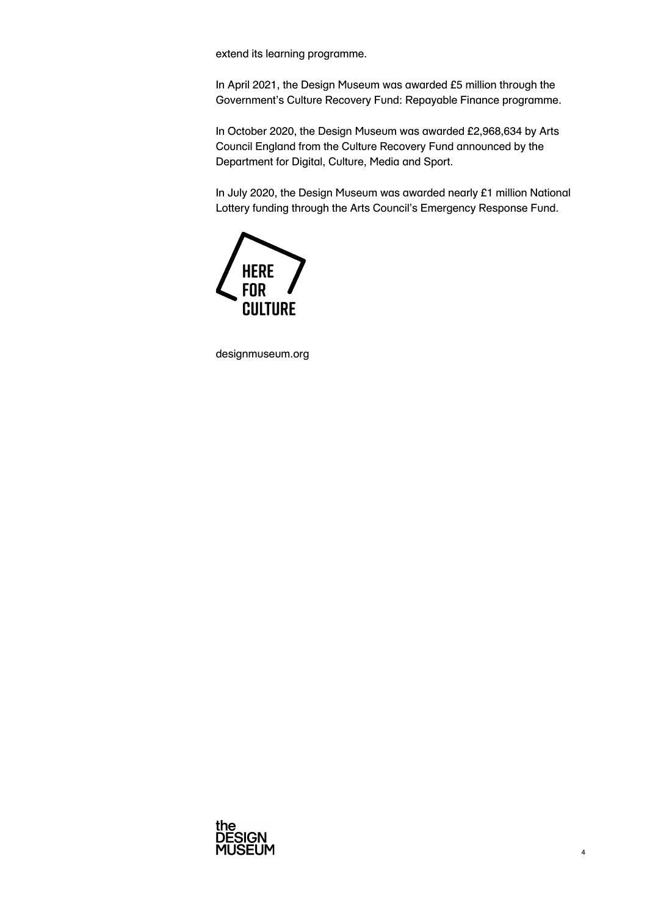extend its learning programme.

In April 2021, the Design Museum was awarded £5 million through the Government's Culture Recovery Fund: Repayable Finance programme.

In October 2020, the Design Museum was awarded £2,968,634 by Arts Council England from the Culture Recovery Fund announced by the Department for Digital, Culture, Media and Sport.

In July 2020, the Design Museum was awarded nearly £1 million National Lottery funding through the Arts Council's Emergency Response Fund.

HERE
FOR
CULTURE

designmuseum.org